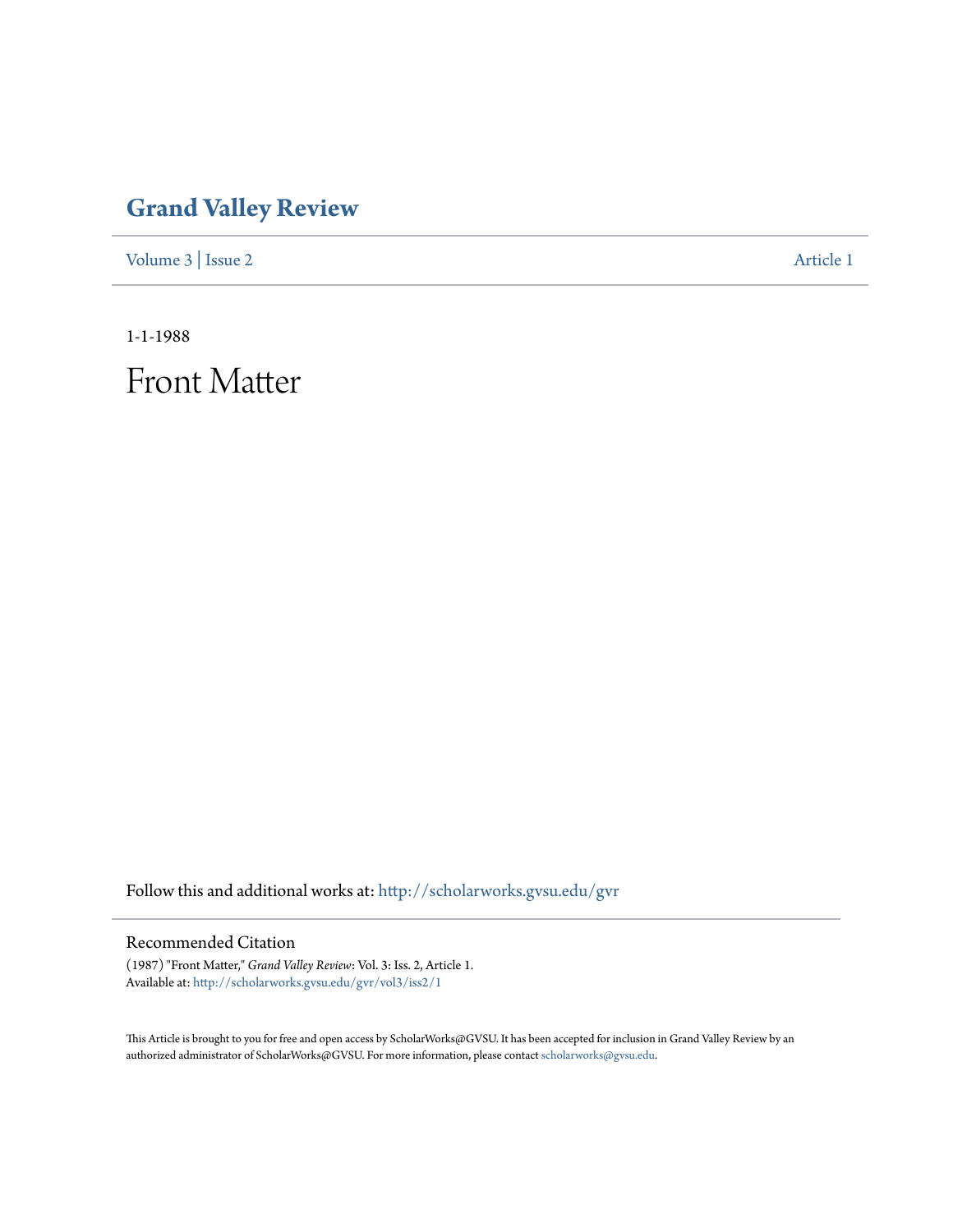# Grand Valley Review

Volume 3 | Issue 2 Article 1

1-1-1988

# Front Matter

Follow this and additional works at: http://scholarworks.gvsu.edu/gvr

## Recommended Citation

(1987) "Front Matter," *Grand Valley Review*: Vol. 3: Iss. 2, Article 1.
Available at: http://scholarworks.gvsu.edu/gvr/vol3/iss2/1

This Article is brought to you for free and open access by ScholarWorks@GVSU. It has been accepted for inclusion in Grand Valley Review by an authorized administrator of ScholarWorks@GVSU. For more information, please contact scholarworks@gvsu.edu.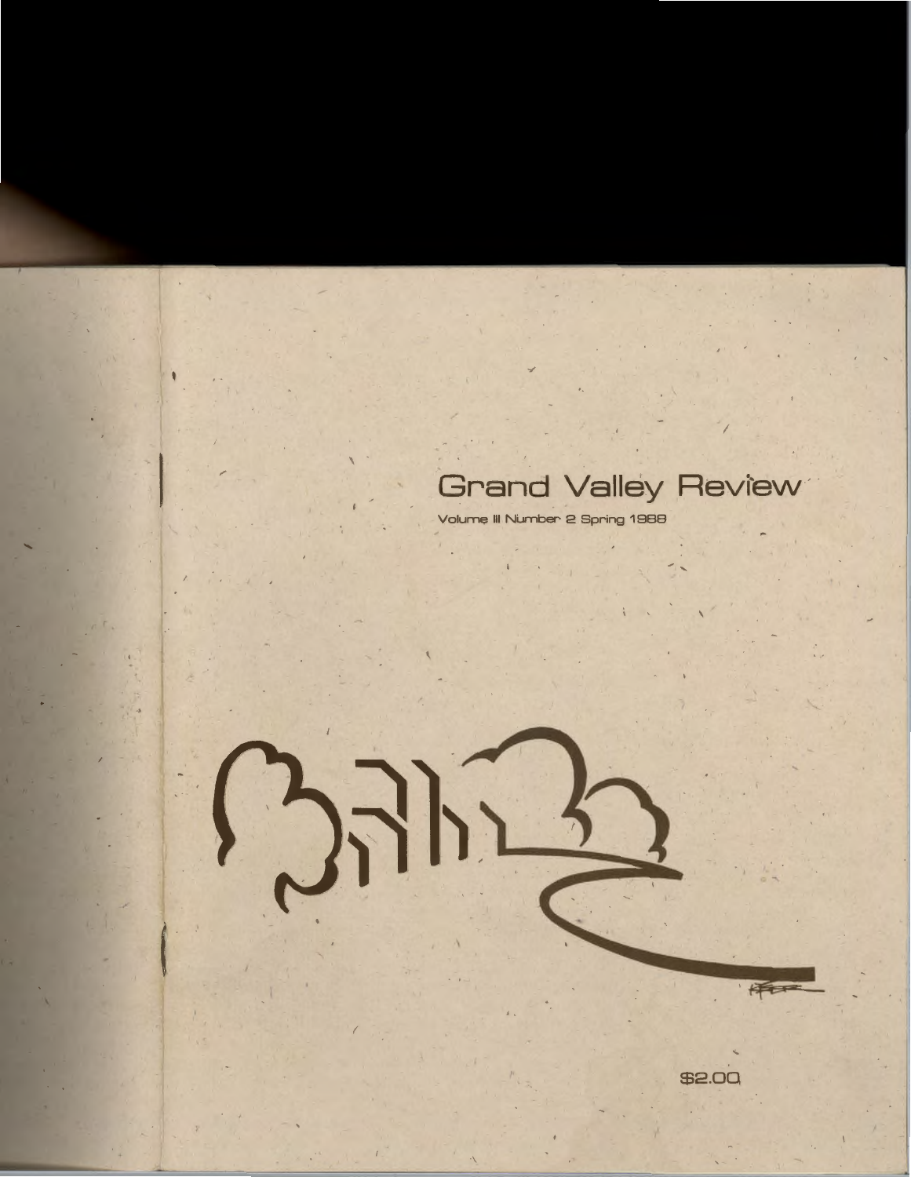# Grand Valley Review

Volume III Number 2 Spring 1988

$2.00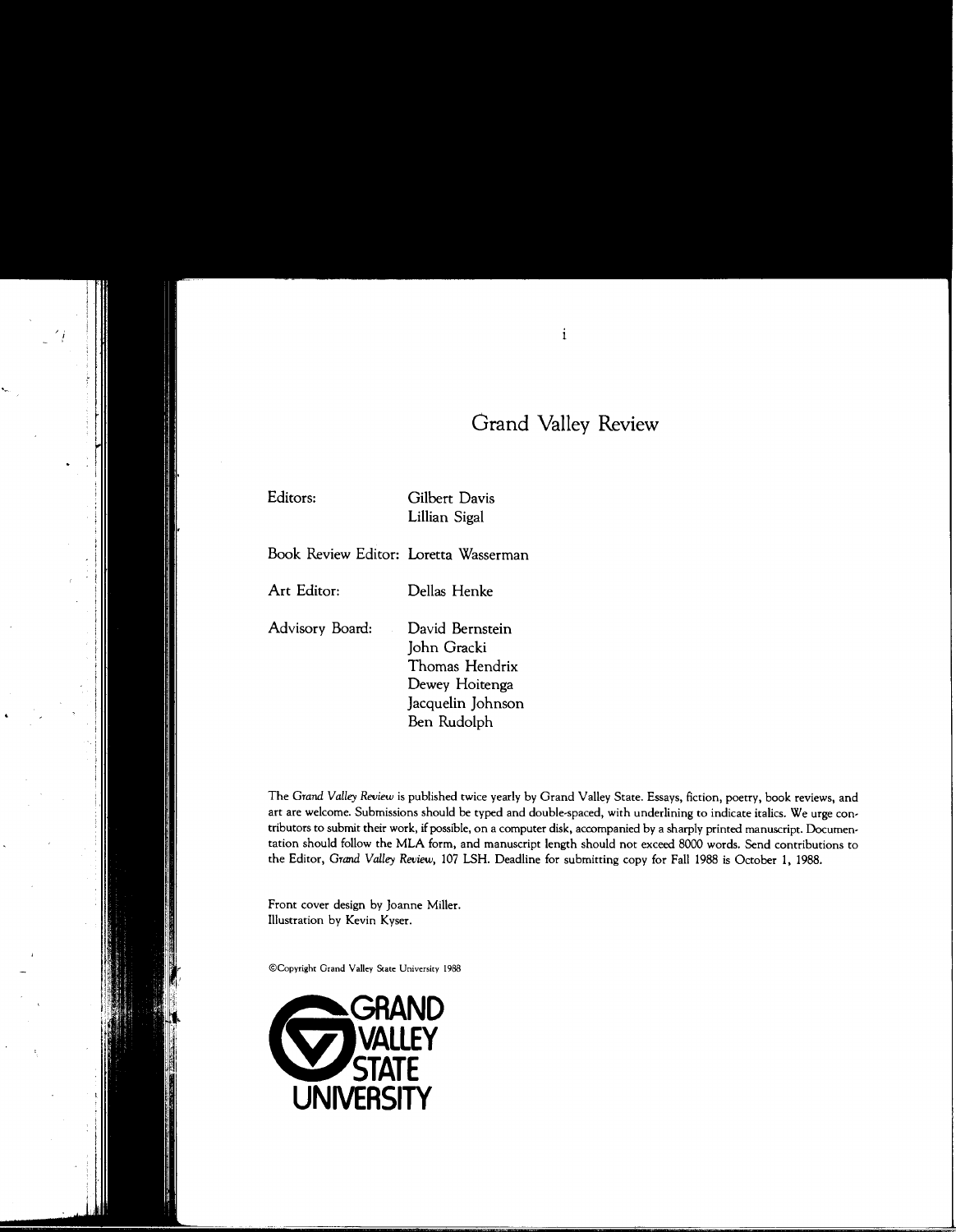# Grand Valley Review

| | |
|---|---|
| Editors: | Gilbert Davis |
| | Lillian Sigal |
| Book Review Editor: | Loretta Wasserman |
| Art Editor: | Dellas Henke |
| Advisory Board: | David Bernstein |
| | John Gracki |
| | Thomas Hendrix |
| | Dewey Hoitenga |
| | Jacquelin Johnson |
| | Ben Rudolph |

The *Grand Valley Review* is published twice yearly by Grand Valley State. Essays, fiction, poetry, book reviews, and art are welcome. Submissions should be typed and double-spaced, with underlining to indicate italics. We urge contributors to submit their work, if possible, on a computer disk, accompanied by a sharply printed manuscript. Documentation should follow the MLA form, and manuscript length should not exceed 8000 words. Send contributions to the Editor, *Grand Valley Review*, 107 LSH. Deadline for submitting copy for Fall 1988 is October 1, 1988.

Front cover design by Joanne Miller.
Illustration by Kevin Kyser.

©Copyright Grand Valley State University 1988

GRAND VALLEY STATE UNIVERSITY